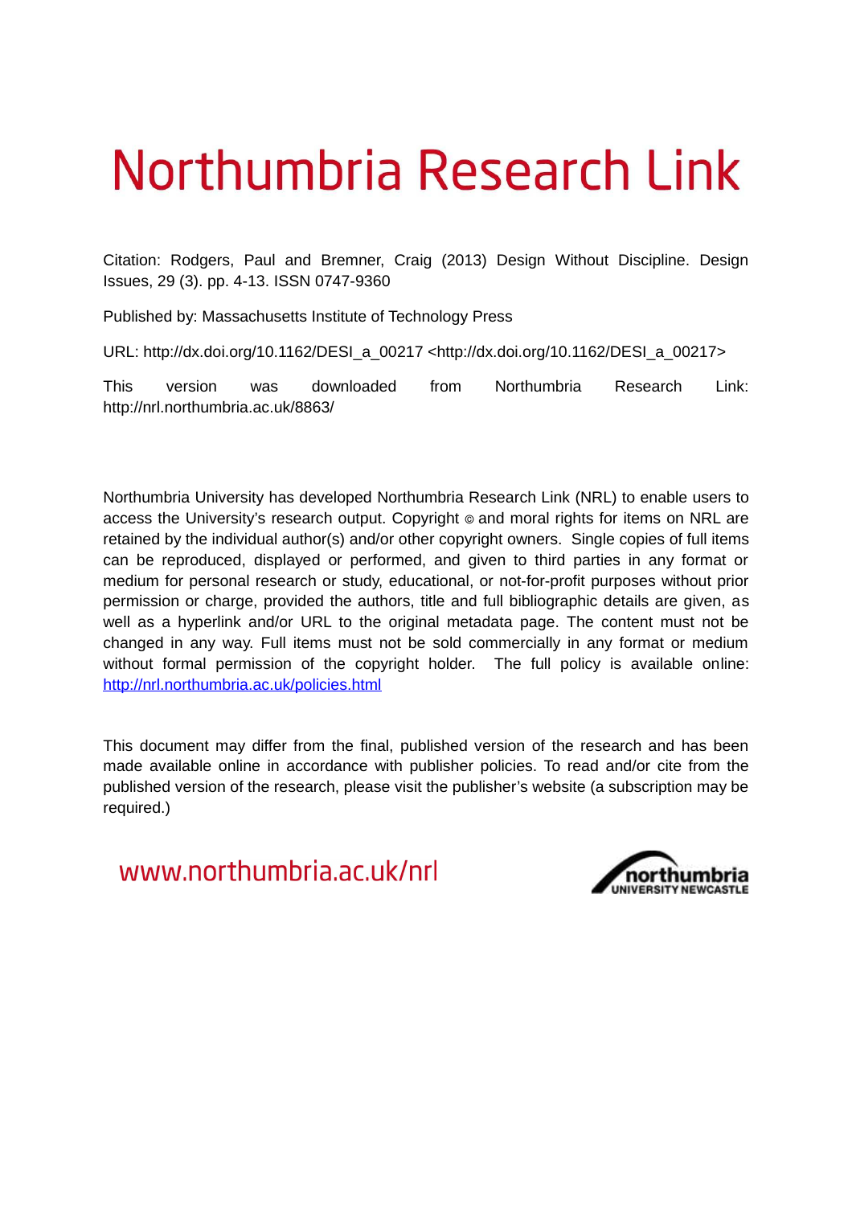# Northumbria Research Link

Citation: Rodgers, Paul and Bremner, Craig (2013) Design Without Discipline. Design Issues, 29 (3). pp. 4-13. ISSN 0747-9360

Published by: Massachusetts Institute of Technology Press

URL: http://dx.doi.org/10.1162/DESI_a_00217 <http://dx.doi.org/10.1162/DESI_a_00217>

This version was downloaded from Northumbria Research Link: http://nrl.northumbria.ac.uk/8863/

Northumbria University has developed Northumbria Research Link (NRL) to enable users to access the University's research output. Copyright © and moral rights for items on NRL are retained by the individual author(s) and/or other copyright owners. Single copies of full items can be reproduced, displayed or performed, and given to third parties in any format or medium for personal research or study, educational, or not-for-profit purposes without prior permission or charge, provided the authors, title and full bibliographic details are given, as well as a hyperlink and/or URL to the original metadata page. The content must not be changed in any way. Full items must not be sold commercially in any format or medium without formal permission of the copyright holder. The full policy is available online: http://nrl.northumbria.ac.uk/policies.html

This document may differ from the final, published version of the research and has been made available online in accordance with publisher policies. To read and/or cite from the published version of the research, please visit the publisher's website (a subscription may be required.)

www.northumbria.ac.uk/nrl

northumbria
UNIVERSITY NEWCASTLE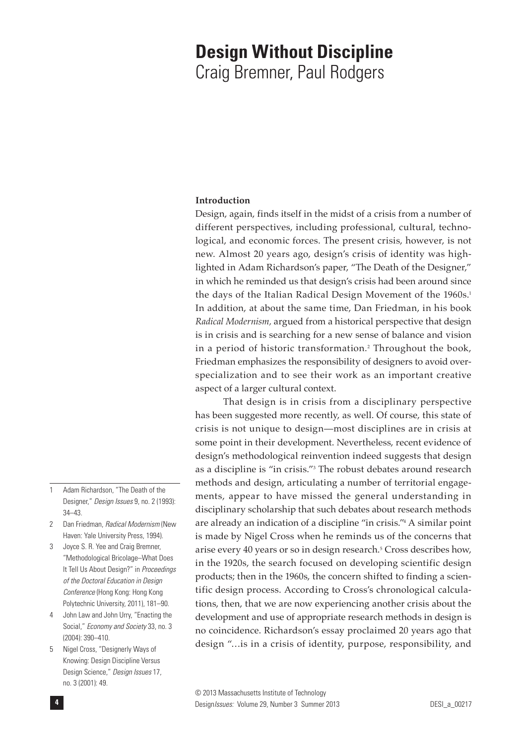# Design Without Discipline

Craig Bremner, Paul Rodgers

## Introduction

Design, again, finds itself in the midst of a crisis from a number of different perspectives, including professional, cultural, technological, and economic forces. The present crisis, however, is not new. Almost 20 years ago, design's crisis of identity was highlighted in Adam Richardson's paper, "The Death of the Designer," in which he reminded us that design's crisis had been around since the days of the Italian Radical Design Movement of the 1960s.[1] In addition, at about the same time, Dan Friedman, in his book *Radical Modernism*, argued from a historical perspective that design is in crisis and is searching for a new sense of balance and vision in a period of historic transformation.[2] Throughout the book, Friedman emphasizes the responsibility of designers to avoid overspecialization and to see their work as an important creative aspect of a larger cultural context.

That design is in crisis from a disciplinary perspective has been suggested more recently, as well. Of course, this state of crisis is not unique to design—most disciplines are in crisis at some point in their development. Nevertheless, recent evidence of design's methodological reinvention indeed suggests that design as a discipline is "in crisis."[3] The robust debates around research methods and design, articulating a number of territorial engagements, appear to have missed the general understanding in disciplinary scholarship that such debates about research methods are already an indication of a discipline "in crisis."[4] A similar point is made by Nigel Cross when he reminds us of the concerns that arise every 40 years or so in design research.[5] Cross describes how, in the 1920s, the search focused on developing scientific design products; then in the 1960s, the concern shifted to finding a scientific design process. According to Cross's chronological calculations, then, that we are now experiencing another crisis about the development and use of appropriate research methods in design is no coincidence. Richardson's essay proclaimed 20 years ago that design "…is in a crisis of identity, purpose, responsibility, and

1 Adam Richardson, "The Death of the Designer," *Design Issues* 9, no. 2 (1993): 34–43.

2 Dan Friedman, *Radical Modernism* (New Haven: Yale University Press, 1994).

3 Joyce S. R. Yee and Craig Bremner, "Methodological Bricolage–What Does It Tell Us About Design?" in *Proceedings of the Doctoral Education in Design Conference* (Hong Kong: Hong Kong Polytechnic University, 2011), 181–90.

4 John Law and John Urry, "Enacting the Social," *Economy and Society* 33, no. 3 (2004): 390–410.

5 Nigel Cross, "Designerly Ways of Knowing: Design Discipline Versus Design Science," *Design Issues* 17, no. 3 (2001): 49.

© 2013 Massachusetts Institute of Technology
DESI_a_00217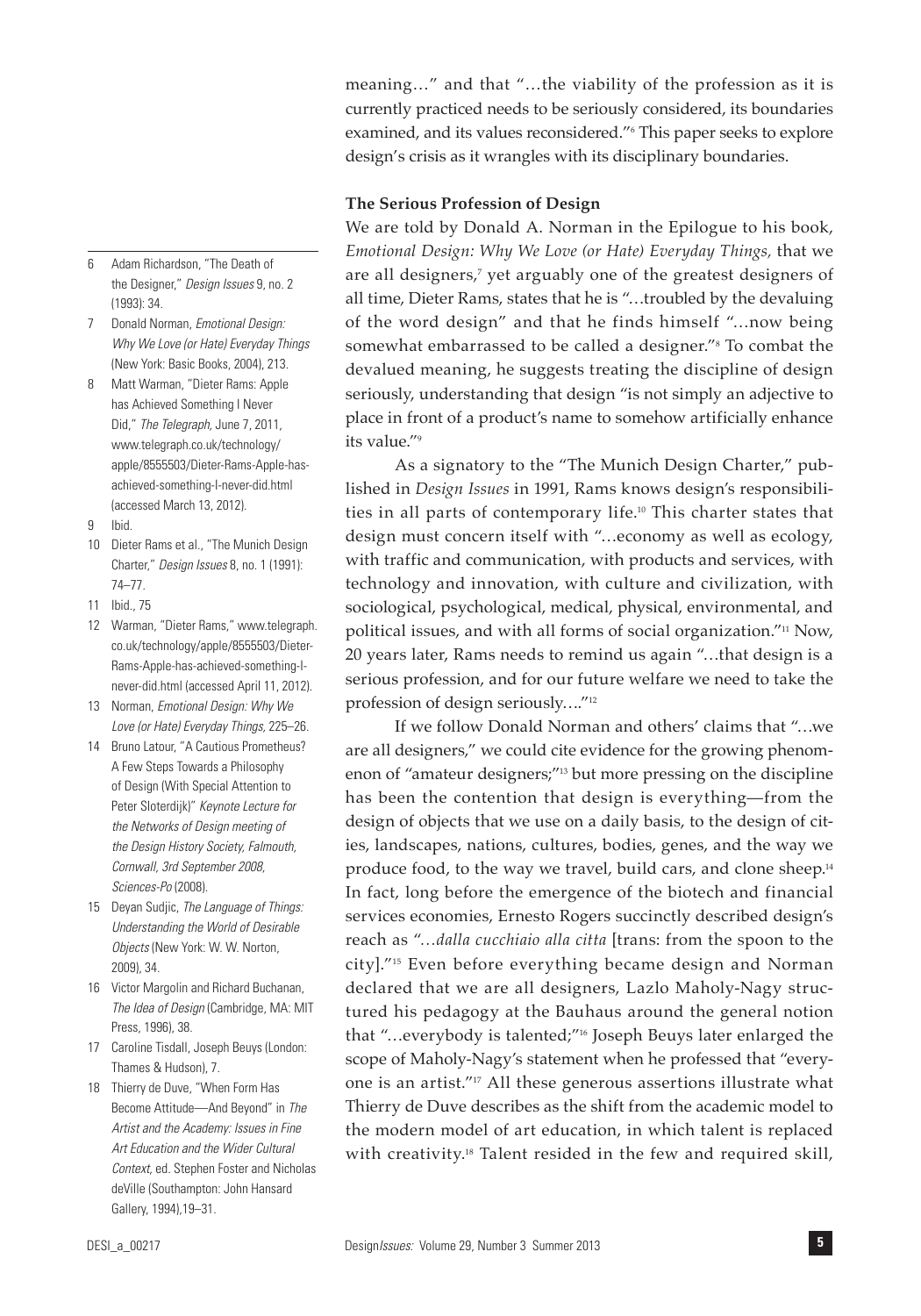meaning…" and that "…the viability of the profession as it is currently practiced needs to be seriously considered, its boundaries examined, and its values reconsidered."[6] This paper seeks to explore design's crisis as it wrangles with its disciplinary boundaries.

### The Serious Profession of Design

We are told by Donald A. Norman in the Epilogue to his book, *Emotional Design: Why We Love (or Hate) Everyday Things,* that we are all designers,[7] yet arguably one of the greatest designers of all time, Dieter Rams, states that he is "…troubled by the devaluing of the word design" and that he finds himself "…now being somewhat embarrassed to be called a designer."[8] To combat the devalued meaning, he suggests treating the discipline of design seriously, understanding that design "is not simply an adjective to place in front of a product's name to somehow artificially enhance its value."[9]

As a signatory to the "The Munich Design Charter," published in *Design Issues* in 1991, Rams knows design's responsibilities in all parts of contemporary life.[10] This charter states that design must concern itself with "…economy as well as ecology, with traffic and communication, with products and services, with technology and innovation, with culture and civilization, with sociological, psychological, medical, physical, environmental, and political issues, and with all forms of social organization."[11] Now, 20 years later, Rams needs to remind us again "…that design is a serious profession, and for our future welfare we need to take the profession of design seriously…."[12]

If we follow Donald Norman and others' claims that "…we are all designers," we could cite evidence for the growing phenomenon of "amateur designers;"[13] but more pressing on the discipline has been the contention that design is everything—from the design of objects that we use on a daily basis, to the design of cities, landscapes, nations, cultures, bodies, genes, and the way we produce food, to the way we travel, build cars, and clone sheep.[14] In fact, long before the emergence of the biotech and financial services economies, Ernesto Rogers succinctly described design's reach as "*…dalla cucchiaio alla citta* [trans: from the spoon to the city]."[15] Even before everything became design and Norman declared that we are all designers, Lazlo Maholy-Nagy structured his pedagogy at the Bauhaus around the general notion that "…everybody is talented;"[16] Joseph Beuys later enlarged the scope of Maholy-Nagy's statement when he professed that "everyone is an artist."[17] All these generous assertions illustrate what Thierry de Duve describes as the shift from the academic model to the modern model of art education, in which talent is replaced with creativity.[18] Talent resided in the few and required skill,

---

6. Adam Richardson, "The Death of the Designer," *Design Issues* 9, no. 2 (1993): 34.
7. Donald Norman, *Emotional Design: Why We Love (or Hate) Everyday Things* (New York: Basic Books, 2004), 213.
8. Matt Warman, "Dieter Rams: Apple has Achieved Something I Never Did," *The Telegraph,* June 7, 2011, www.telegraph.co.uk/technology/apple/8555503/Dieter-Rams-Apple-has-achieved-something-I-never-did.html (accessed March 13, 2012).
9. Ibid.
10. Dieter Rams et al., "The Munich Design Charter," *Design Issues* 8, no. 1 (1991): 74–77.
11. Ibid., 75
12. Warman, "Dieter Rams," www.telegraph.co.uk/technology/apple/8555503/Dieter-Rams-Apple-has-achieved-something-I-never-did.html (accessed April 11, 2012).
13. Norman, *Emotional Design: Why We Love (or Hate) Everyday Things,* 225–26.
14. Bruno Latour, "A Cautious Prometheus? A Few Steps Towards a Philosophy of Design (With Special Attention to Peter Sloterdijk)" *Keynote Lecture for the Networks of Design meeting of the Design History Society, Falmouth, Cornwall, 3rd September 2008, Sciences-Po* (2008).
15. Deyan Sudjic, *The Language of Things: Understanding the World of Desirable Objects* (New York: W. W. Norton, 2009), 34.
16. Victor Margolin and Richard Buchanan, *The Idea of Design* (Cambridge, MA: MIT Press, 1996), 38.
17. Caroline Tisdall, Joseph Beuys (London: Thames & Hudson), 7.
18. Thierry de Duve, "When Form Has Become Attitude—And Beyond" in *The Artist and the Academy: Issues in Fine Art Education and the Wider Cultural Context,* ed. Stephen Foster and Nicholas deVille (Southampton: John Hansard Gallery, 1994),19–31.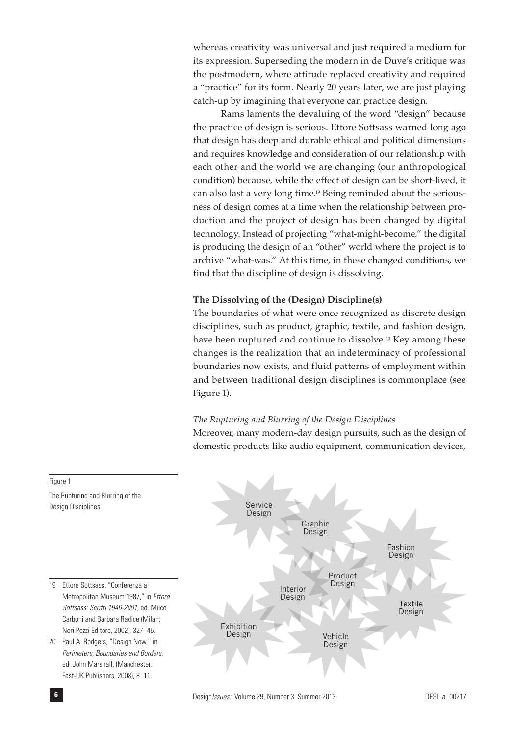whereas creativity was universal and just required a medium for its expression. Superseding the modern in de Duve's critique was the postmodern, where attitude replaced creativity and required a "practice" for its form. Nearly 20 years later, we are just playing catch-up by imagining that everyone can practice design.

Rams laments the devaluing of the word "design" because the practice of design is serious. Ettore Sottsass warned long ago that design has deep and durable ethical and political dimensions and requires knowledge and consideration of our relationship with each other and the world we are changing (our anthropological condition) because, while the effect of design can be short-lived, it can also last a very long time.[19] Being reminded about the seriousness of design comes at a time when the relationship between production and the project of design has been changed by digital technology. Instead of projecting "what-might-become," the digital is producing the design of an "other" world where the project is to archive "what-was." At this time, in these changed conditions, we find that the discipline of design is dissolving.

### The Dissolving of the (Design) Discipline(s)

The boundaries of what were once recognized as discrete design disciplines, such as product, graphic, textile, and fashion design, have been ruptured and continue to dissolve.[20] Key among these changes is the realization that an indeterminacy of professional boundaries now exists, and fluid patterns of employment within and between traditional design disciplines is commonplace (see Figure 1).

#### *The Rupturing and Blurring of the Design Disciplines*

Moreover, many modern-day design pursuits, such as the design of domestic products like audio equipment, communication devices,

Service Design, Graphic Design, Fashion Design, Product Design, Interior Design, Textile Design, Exhibition Design, Vehicle Design

Figure 1

The Rupturing and Blurring of the Design Disciplines.

19 Ettore Sottsass, "Conferenza al Metropolitan Museum 1987," in *Ettore Sottsass: Scritti 1946-2001*, ed. Milco Carboni and Barbara Radice (Milan: Neri Pozzi Editore, 2002), 327–45.

20 Paul A. Rodgers, "Design Now," in *Perimeters, Boundaries and Borders*, ed. John Marshall, (Manchester: Fast-UK Publishers, 2008), 8–11.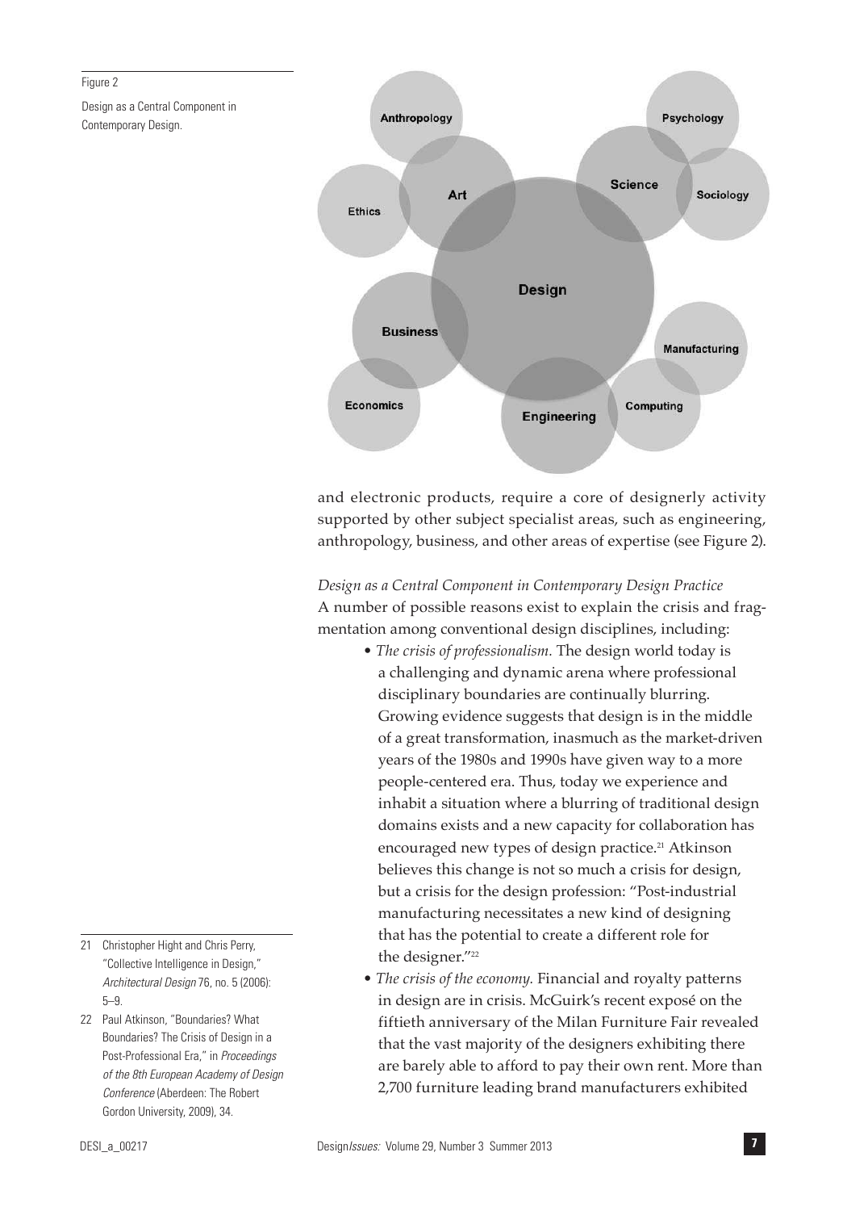Figure 2

Design as a Central Component in Contemporary Design.

and electronic products, require a core of designerly activity supported by other subject specialist areas, such as engineering, anthropology, business, and other areas of expertise (see Figure 2).

*Design as a Central Component in Contemporary Design Practice*
A number of possible reasons exist to explain the crisis and fragmentation among conventional design disciplines, including:

- *The crisis of professionalism.* The design world today is a challenging and dynamic arena where professional disciplinary boundaries are continually blurring. Growing evidence suggests that design is in the middle of a great transformation, inasmuch as the market-driven years of the 1980s and 1990s have given way to a more people-centered era. Thus, today we experience and inhabit a situation where a blurring of traditional design domains exists and a new capacity for collaboration has encouraged new types of design practice.[21] Atkinson believes this change is not so much a crisis for design, but a crisis for the design profession: "Post-industrial manufacturing necessitates a new kind of designing that has the potential to create a different role for the designer."[22]
- *The crisis of the economy.* Financial and royalty patterns in design are in crisis. McGuirk's recent exposé on the fiftieth anniversary of the Milan Furniture Fair revealed that the vast majority of the designers exhibiting there are barely able to afford to pay their own rent. More than 2,700 furniture leading brand manufacturers exhibited

21 Christopher Hight and Chris Perry, "Collective Intelligence in Design," *Architectural Design* 76, no. 5 (2006): 5–9.

22 Paul Atkinson, "Boundaries? What Boundaries? The Crisis of Design in a Post-Professional Era," in *Proceedings of the 8th European Academy of Design Conference* (Aberdeen: The Robert Gordon University, 2009), 34.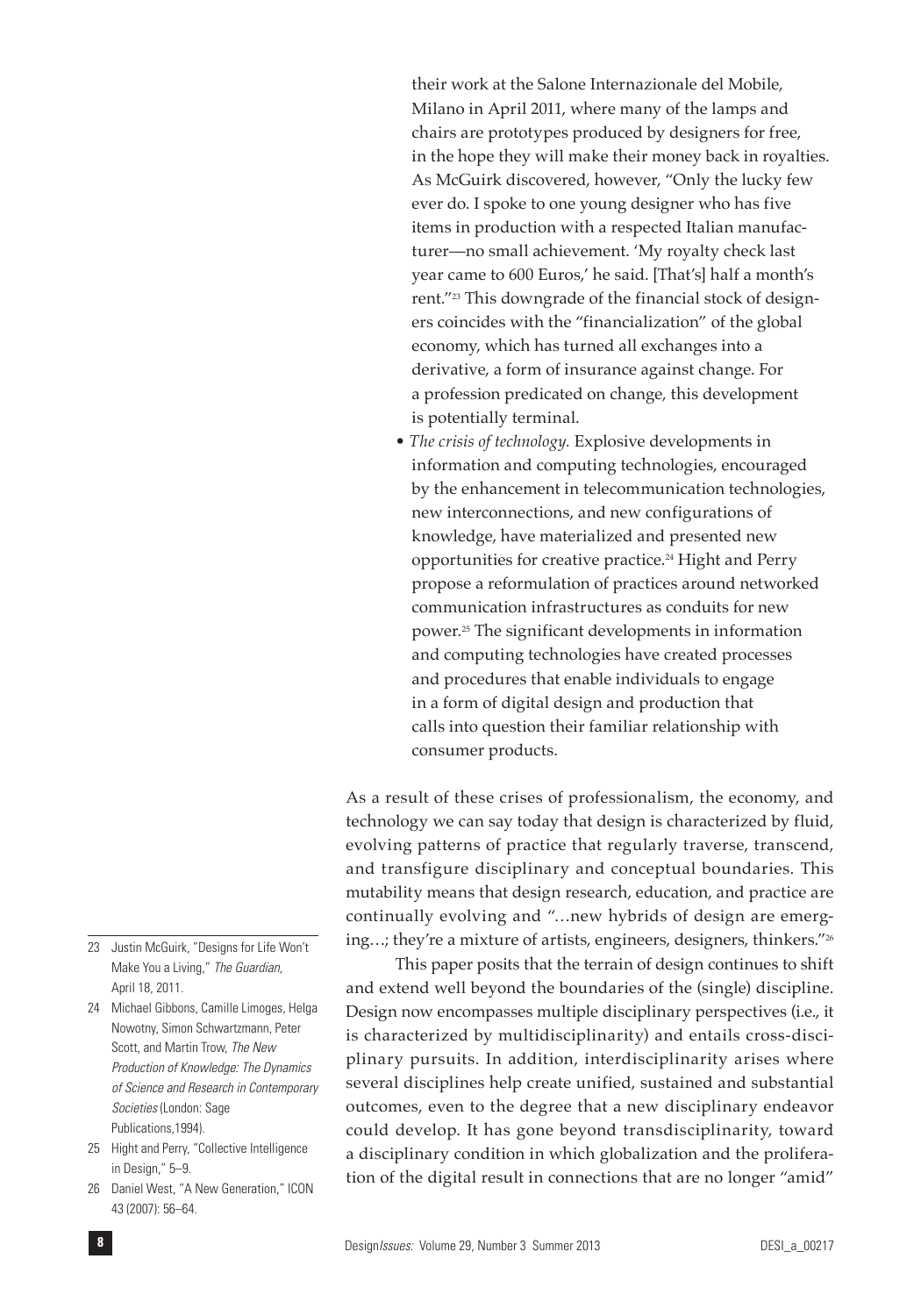their work at the Salone Internazionale del Mobile, Milano in April 2011, where many of the lamps and chairs are prototypes produced by designers for free, in the hope they will make their money back in royalties. As McGuirk discovered, however, "Only the lucky few ever do. I spoke to one young designer who has five items in production with a respected Italian manufacturer—no small achievement. 'My royalty check last year came to 600 Euros,' he said. [That's] half a month's rent."[23] This downgrade of the financial stock of designers coincides with the "financialization" of the global economy, which has turned all exchanges into a derivative, a form of insurance against change. For a profession predicated on change, this development is potentially terminal.

- *The crisis of technology.* Explosive developments in information and computing technologies, encouraged by the enhancement in telecommunication technologies, new interconnections, and new configurations of knowledge, have materialized and presented new opportunities for creative practice.[24] Hight and Perry propose a reformulation of practices around networked communication infrastructures as conduits for new power.[25] The significant developments in information and computing technologies have created processes and procedures that enable individuals to engage in a form of digital design and production that calls into question their familiar relationship with consumer products.

As a result of these crises of professionalism, the economy, and technology we can say today that design is characterized by fluid, evolving patterns of practice that regularly traverse, transcend, and transfigure disciplinary and conceptual boundaries. This mutability means that design research, education, and practice are continually evolving and "…new hybrids of design are emerging…; they're a mixture of artists, engineers, designers, thinkers."[26]

This paper posits that the terrain of design continues to shift and extend well beyond the boundaries of the (single) discipline. Design now encompasses multiple disciplinary perspectives (i.e., it is characterized by multidisciplinarity) and entails cross-disciplinary pursuits. In addition, interdisciplinarity arises where several disciplines help create unified, sustained and substantial outcomes, even to the degree that a new disciplinary endeavor could develop. It has gone beyond transdisciplinarity, toward a disciplinary condition in which globalization and the proliferation of the digital result in connections that are no longer "amid"

---

23 Justin McGuirk, "Designs for Life Won't Make You a Living," *The Guardian*, April 18, 2011.

24 Michael Gibbons, Camille Limoges, Helga Nowotny, Simon Schwartzmann, Peter Scott, and Martin Trow, *The New Production of Knowledge: The Dynamics of Science and Research in Contemporary Societies* (London: Sage Publications,1994).

25 Hight and Perry, "Collective Intelligence in Design," 5–9.

26 Daniel West, "A New Generation," ICON 43 (2007): 56–64.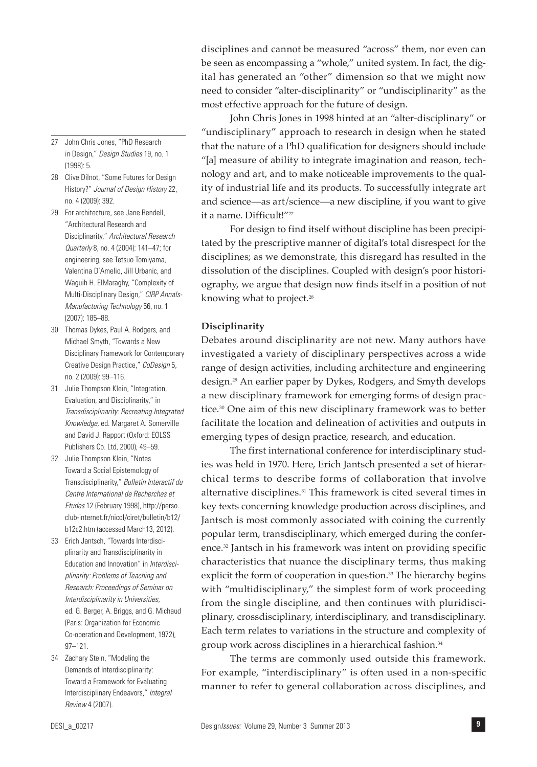disciplines and cannot be measured "across" them, nor even can be seen as encompassing a "whole," united system. In fact, the digital has generated an "other" dimension so that we might now need to consider "alter-disciplinarity" or "undisciplinarity" as the most effective approach for the future of design.

John Chris Jones in 1998 hinted at an "alter-disciplinary" or "undisciplinary" approach to research in design when he stated that the nature of a PhD qualification for designers should include "[a] measure of ability to integrate imagination and reason, technology and art, and to make noticeable improvements to the quality of industrial life and its products. To successfully integrate art and science—as art/science—a new discipline, if you want to give it a name. Difficult!"[27]

For design to find itself without discipline has been precipitated by the prescriptive manner of digital's total disrespect for the disciplines; as we demonstrate, this disregard has resulted in the dissolution of the disciplines. Coupled with design's poor historiography, we argue that design now finds itself in a position of not knowing what to project.[28]

## Disciplinarity

Debates around disciplinarity are not new. Many authors have investigated a variety of disciplinary perspectives across a wide range of design activities, including architecture and engineering design.[29] An earlier paper by Dykes, Rodgers, and Smyth develops a new disciplinary framework for emerging forms of design practice.[30] One aim of this new disciplinary framework was to better facilitate the location and delineation of activities and outputs in emerging types of design practice, research, and education.

The first international conference for interdisciplinary studies was held in 1970. Here, Erich Jantsch presented a set of hierarchical terms to describe forms of collaboration that involve alternative disciplines.[31] This framework is cited several times in key texts concerning knowledge production across disciplines, and Jantsch is most commonly associated with coining the currently popular term, transdisciplinary, which emerged during the conference.[32] Jantsch in his framework was intent on providing specific characteristics that nuance the disciplinary terms, thus making explicit the form of cooperation in question.[33] The hierarchy begins with "multidisciplinary," the simplest form of work proceeding from the single discipline, and then continues with pluridisciplinary, crossdisciplinary, interdisciplinary, and transdisciplinary. Each term relates to variations in the structure and complexity of group work across disciplines in a hierarchical fashion.[34]

The terms are commonly used outside this framework. For example, "interdisciplinary" is often used in a non-specific manner to refer to general collaboration across disciplines, and

---

27 John Chris Jones, "PhD Research in Design," *Design Studies* 19, no. 1 (1998): 5.

28 Clive Dilnot, "Some Futures for Design History?" *Journal of Design History* 22, no. 4 (2009): 392.

29 For architecture, see Jane Rendell, "Architectural Research and Disciplinarity," *Architectural Research Quarterly* 8, no. 4 (2004): 141–47; for engineering, see Tetsuo Tomiyama, Valentina D'Amelio, Jill Urbanic, and Waguih H. ElMaraghy, "Complexity of Multi-Disciplinary Design," *CIRP Annals-Manufacturing Technology* 56, no. 1 (2007): 185–88.

30 Thomas Dykes, Paul A. Rodgers, and Michael Smyth, "Towards a New Disciplinary Framework for Contemporary Creative Design Practice," *CoDesign* 5, no. 2 (2009): 99–116.

31 Julie Thompson Klein, "Integration, Evaluation, and Disciplinarity," in *Transdisciplinarity: Recreating Integrated Knowledge*, ed. Margaret A. Somerville and David J. Rapport (Oxford: EOLSS Publishers Co. Ltd, 2000), 49–59.

32 Julie Thompson Klein, "Notes Toward a Social Epistemology of Transdisciplinarity," *Bulletin Interactif du Centre International de Recherches et Etudes* 12 (February 1998), http://perso.club-internet.fr/nicol/ciret/bulletin/b12/b12c2.htm (accessed March13, 2012).

33 Erich Jantsch, "Towards Interdisciplinarity and Transdisciplinarity in Education and Innovation" in *Interdisciplinarity: Problems of Teaching and Research: Proceedings of Seminar on Interdisciplinarity in Universities*, ed. G. Berger, A. Briggs, and G. Michaud (Paris: Organization for Economic Co-operation and Development, 1972), 97–121.

34 Zachary Stein, "Modeling the Demands of Interdisciplinarity: Toward a Framework for Evaluating Interdisciplinary Endeavors," *Integral Review* 4 (2007).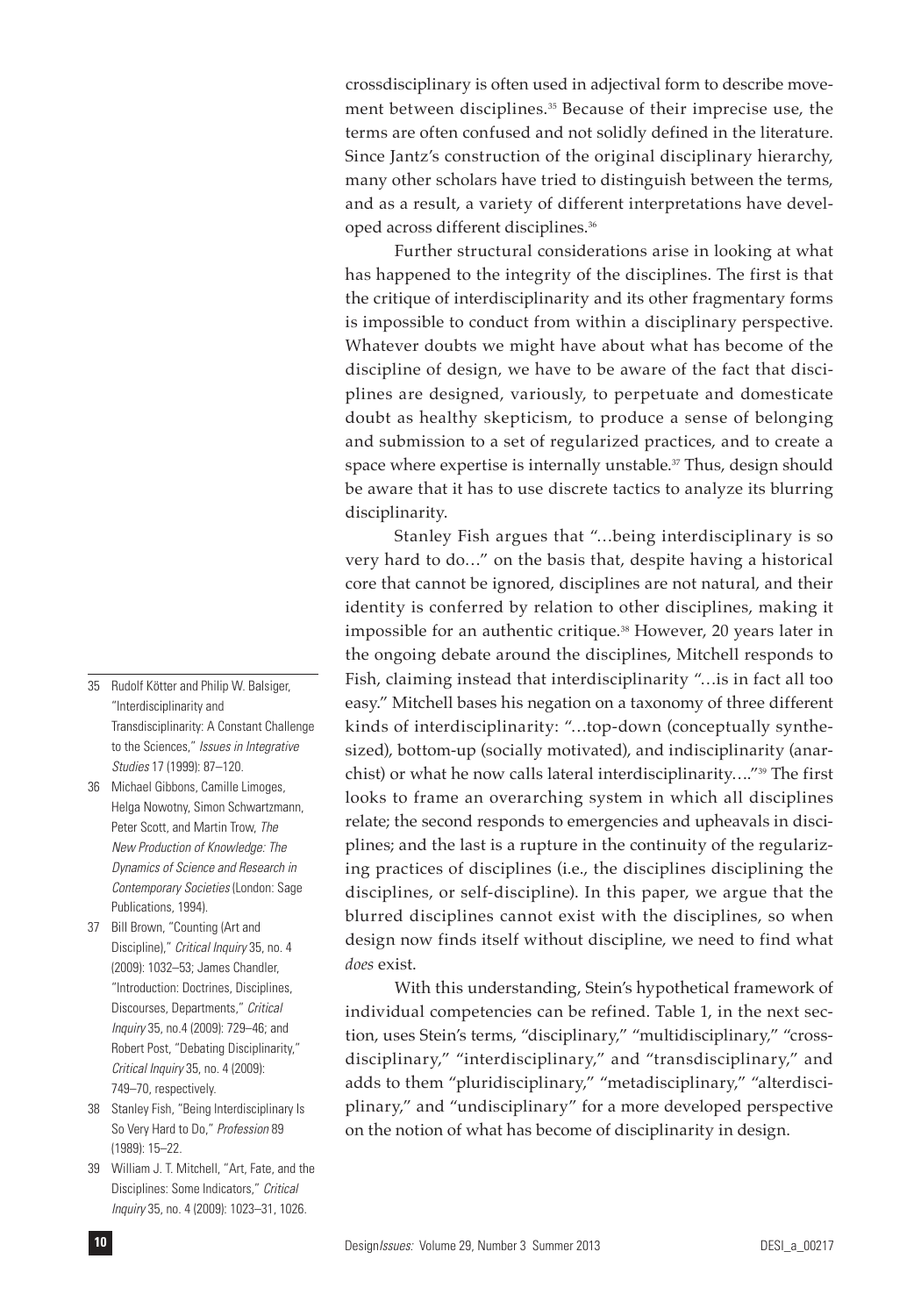crossdisciplinary is often used in adjectival form to describe movement between disciplines.[35] Because of their imprecise use, the terms are often confused and not solidly defined in the literature. Since Jantz's construction of the original disciplinary hierarchy, many other scholars have tried to distinguish between the terms, and as a result, a variety of different interpretations have developed across different disciplines.[36]

Further structural considerations arise in looking at what has happened to the integrity of the disciplines. The first is that the critique of interdisciplinarity and its other fragmentary forms is impossible to conduct from within a disciplinary perspective. Whatever doubts we might have about what has become of the discipline of design, we have to be aware of the fact that disciplines are designed, variously, to perpetuate and domesticate doubt as healthy skepticism, to produce a sense of belonging and submission to a set of regularized practices, and to create a space where expertise is internally unstable.[37] Thus, design should be aware that it has to use discrete tactics to analyze its blurring disciplinarity.

Stanley Fish argues that "…being interdisciplinary is so very hard to do…" on the basis that, despite having a historical core that cannot be ignored, disciplines are not natural, and their identity is conferred by relation to other disciplines, making it impossible for an authentic critique.[38] However, 20 years later in the ongoing debate around the disciplines, Mitchell responds to Fish, claiming instead that interdisciplinarity "…is in fact all too easy." Mitchell bases his negation on a taxonomy of three different kinds of interdisciplinarity: "…top-down (conceptually synthesized), bottom-up (socially motivated), and indisciplinarity (anarchist) or what he now calls lateral interdisciplinarity…."[39] The first looks to frame an overarching system in which all disciplines relate; the second responds to emergencies and upheavals in disciplines; and the last is a rupture in the continuity of the regularizing practices of disciplines (i.e., the disciplines disciplining the disciplines, or self-discipline). In this paper, we argue that the blurred disciplines cannot exist with the disciplines, so when design now finds itself without discipline, we need to find what *does* exist.

With this understanding, Stein's hypothetical framework of individual competencies can be refined. Table 1, in the next section, uses Stein's terms, "disciplinary," "multidisciplinary," "crossdisciplinary," "interdisciplinary," and "transdisciplinary," and adds to them "pluridisciplinary," "metadisciplinary," "alterdisciplinary," and "undisciplinary" for a more developed perspective on the notion of what has become of disciplinarity in design.

---

35 Rudolf Kötter and Philip W. Balsiger, "Interdisciplinarity and Transdisciplinarity: A Constant Challenge to the Sciences," *Issues in Integrative Studies* 17 (1999): 87–120.

36 Michael Gibbons, Camille Limoges, Helga Nowotny, Simon Schwartzmann, Peter Scott, and Martin Trow, *The New Production of Knowledge: The Dynamics of Science and Research in Contemporary Societies* (London: Sage Publications, 1994).

37 Bill Brown, "Counting (Art and Discipline)," *Critical Inquiry* 35, no. 4 (2009): 1032–53; James Chandler, "Introduction: Doctrines, Disciplines, Discourses, Departments," *Critical Inquiry* 35, no.4 (2009): 729–46; and Robert Post, "Debating Disciplinarity," *Critical Inquiry* 35, no. 4 (2009): 749–70, respectively.

38 Stanley Fish, "Being Interdisciplinary Is So Very Hard to Do," *Profession* 89 (1989): 15–22.

39 William J. T. Mitchell, "Art, Fate, and the Disciplines: Some Indicators," *Critical Inquiry* 35, no. 4 (2009): 1023–31, 1026.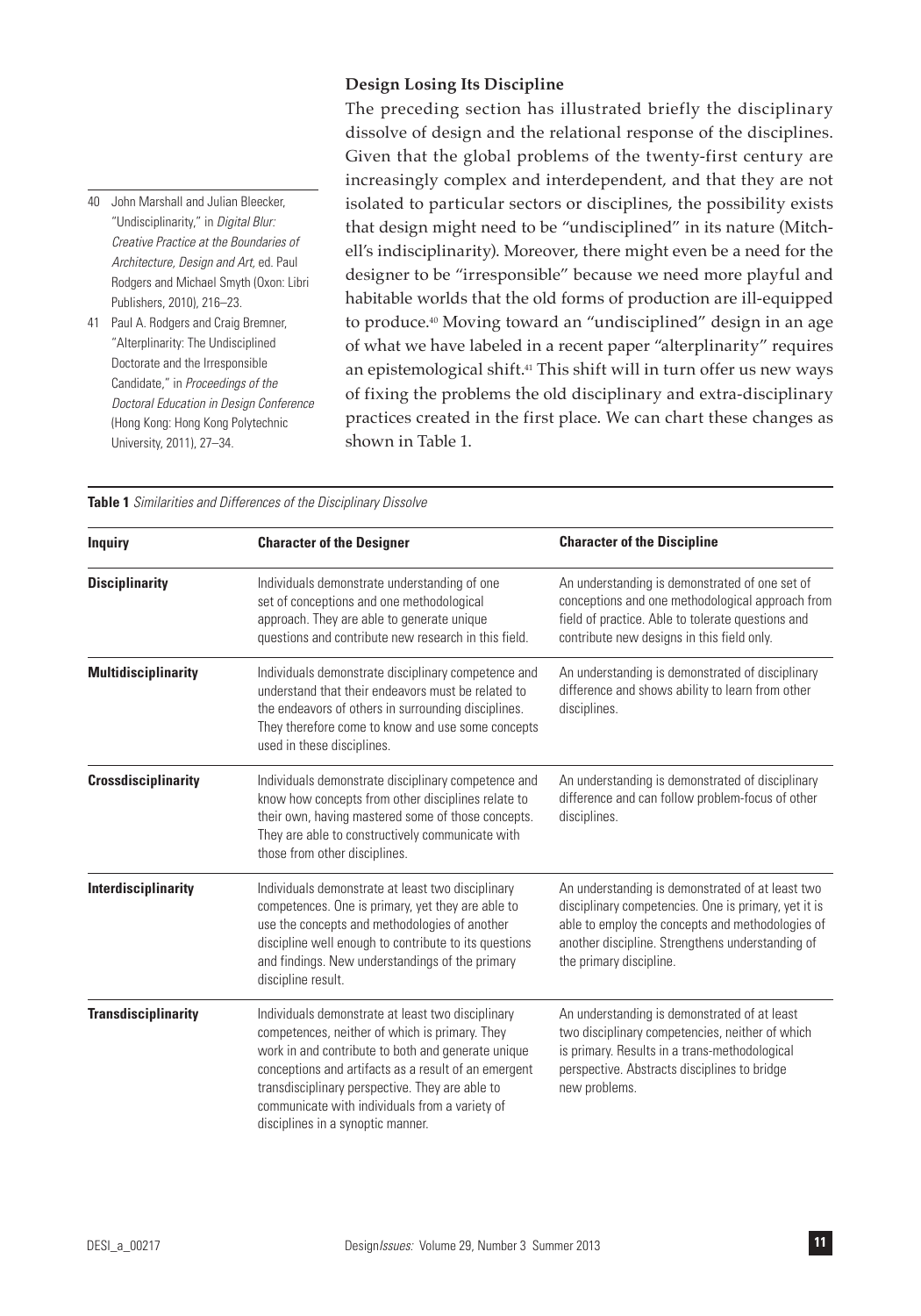## Design Losing Its Discipline

The preceding section has illustrated briefly the disciplinary dissolve of design and the relational response of the disciplines. Given that the global problems of the twenty-first century are increasingly complex and interdependent, and that they are not isolated to particular sectors or disciplines, the possibility exists that design might need to be "undisciplined" in its nature (Mitchell's indisciplinarity). Moreover, there might even be a need for the designer to be "irresponsible" because we need more playful and habitable worlds that the old forms of production are ill-equipped to produce.[40] Moving toward an "undisciplined" design in an age of what we have labeled in a recent paper "alterplinarity" requires an epistemological shift.[41] This shift will in turn offer us new ways of fixing the problems the old disciplinary and extra-disciplinary practices created in the first place. We can chart these changes as shown in Table 1.

40 John Marshall and Julian Bleecker, "Undisciplinarity," in *Digital Blur: Creative Practice at the Boundaries of Architecture, Design and Art*, ed. Paul Rodgers and Michael Smyth (Oxon: Libri Publishers, 2010), 216–23.

41 Paul A. Rodgers and Craig Bremner, "Alterplinarity: The Undisciplined Doctorate and the Irresponsible Candidate," in *Proceedings of the Doctoral Education in Design Conference* (Hong Kong: Hong Kong Polytechnic University, 2011), 27–34.

**Table 1** *Similarities and Differences of the Disciplinary Dissolve*

| Inquiry | Character of the Designer | Character of the Discipline |
|---|---|---|
| **Disciplinarity** | Individuals demonstrate understanding of one set of conceptions and one methodological approach. They are able to generate unique questions and contribute new research in this field. | An understanding is demonstrated of one set of conceptions and one methodological approach from field of practice. Able to tolerate questions and contribute new designs in this field only. |
| **Multidisciplinarity** | Individuals demonstrate disciplinary competence and understand that their endeavors must be related to the endeavors of others in surrounding disciplines. They therefore come to know and use some concepts used in these disciplines. | An understanding is demonstrated of disciplinary difference and shows ability to learn from other disciplines. |
| **Crossdisciplinarity** | Individuals demonstrate disciplinary competence and know how concepts from other disciplines relate to their own, having mastered some of those concepts. They are able to constructively communicate with those from other disciplines. | An understanding is demonstrated of disciplinary difference and can follow problem-focus of other disciplines. |
| **Interdisciplinarity** | Individuals demonstrate at least two disciplinary competences. One is primary, yet they are able to use the concepts and methodologies of another discipline well enough to contribute to its questions and findings. New understandings of the primary discipline result. | An understanding is demonstrated of at least two disciplinary competencies. One is primary, yet it is able to employ the concepts and methodologies of another discipline. Strengthens understanding of the primary discipline. |
| **Transdisciplinarity** | Individuals demonstrate at least two disciplinary competences, neither of which is primary. They work in and contribute to both and generate unique conceptions and artifacts as a result of an emergent transdisciplinary perspective. They are able to communicate with individuals from a variety of disciplines in a synoptic manner. | An understanding is demonstrated of at least two disciplinary competencies, neither of which is primary. Results in a trans-methodological perspective. Abstracts disciplines to bridge new problems. |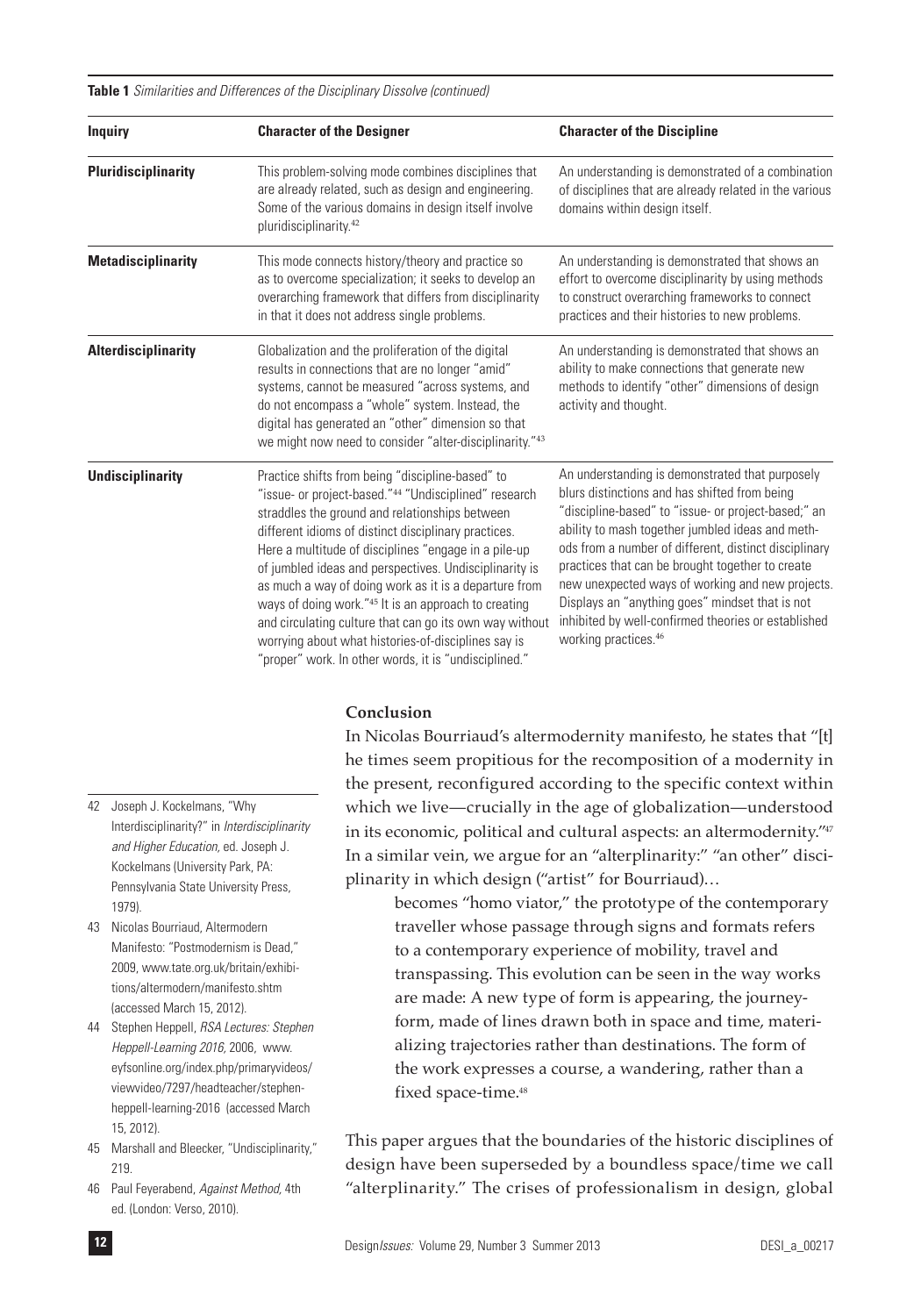**Table 1** *Similarities and Differences of the Disciplinary Dissolve (continued)*

| Inquiry | Character of the Designer | Character of the Discipline |
|---|---|---|
| **Pluridisciplinarity** | This problem-solving mode combines disciplines that are already related, such as design and engineering. Some of the various domains in design itself involve pluridisciplinarity.[42] | An understanding is demonstrated of a combination of disciplines that are already related in the various domains within design itself. |
| **Metadisciplinarity** | This mode connects history/theory and practice so as to overcome specialization; it seeks to develop an overarching framework that differs from disciplinarity in that it does not address single problems. | An understanding is demonstrated that shows an effort to overcome disciplinarity by using methods to construct overarching frameworks to connect practices and their histories to new problems. |
| **Alterdisciplinarity** | Globalization and the proliferation of the digital results in connections that are no longer "amid" systems, cannot be measured "across systems, and do not encompass a "whole" system. Instead, the digital has generated an "other" dimension so that we might now need to consider "alter-disciplinarity."[43] | An understanding is demonstrated that shows an ability to make connections that generate new methods to identify "other" dimensions of design activity and thought. |
| **Undisciplinarity** | Practice shifts from being "discipline-based" to "issue- or project-based."[44] "Undisciplined" research straddles the ground and relationships between different idioms of distinct disciplinary practices. Here a multitude of disciplines "engage in a pile-up of jumbled ideas and perspectives. Undisciplinarity is as much a way of doing work as it is a departure from ways of doing work."[45] It is an approach to creating and circulating culture that can go its own way without worrying about what histories-of-disciplines say is "proper" work. In other words, it is "undisciplined." | An understanding is demonstrated that purposely blurs distinctions and has shifted from being "discipline-based" to "issue- or project-based;" an ability to mash together jumbled ideas and methods from a number of different, distinct disciplinary practices that can be brought together to create new unexpected ways of working and new projects. Displays an "anything goes" mindset that is not inhibited by well-confirmed theories or established working practices.[46] |

## Conclusion

In Nicolas Bourriaud's altermodernity manifesto, he states that "[t]he times seem propitious for the recomposition of a modernity in the present, reconfigured according to the specific context within which we live—crucially in the age of globalization—understood in its economic, political and cultural aspects: an altermodernity."[47] In a similar vein, we argue for an "alterplinarity:" "an other" disciplinarity in which design ("artist" for Bourriaud)…

> becomes "homo viator," the prototype of the contemporary traveller whose passage through signs and formats refers to a contemporary experience of mobility, travel and transpassing. This evolution can be seen in the way works are made: A new type of form is appearing, the journey-form, made of lines drawn both in space and time, materializing trajectories rather than destinations. The form of the work expresses a course, a wandering, rather than a fixed space-time.[48]

This paper argues that the boundaries of the historic disciplines of design have been superseded by a boundless space/time we call "alterplinarity." The crises of professionalism in design, global

42 Joseph J. Kockelmans, "Why Interdisciplinarity?" in *Interdisciplinarity and Higher Education*, ed. Joseph J. Kockelmans (University Park, PA: Pennsylvania State University Press, 1979).

43 Nicolas Bourriaud, Altermodern Manifesto: "Postmodernism is Dead," 2009, www.tate.org.uk/britain/exhibitions/altermodern/manifesto.shtm (accessed March 15, 2012).

44 Stephen Heppell, *RSA Lectures: Stephen Heppell-Learning 2016*, 2006, www.eyfsonline.org/index.php/primaryvideos/viewvideo/7297/headteacher/stephen-heppell-learning-2016 (accessed March 15, 2012).

45 Marshall and Bleecker, "Undisciplinarity," 219.

46 Paul Feyerabend, *Against Method*, 4th ed. (London: Verso, 2010).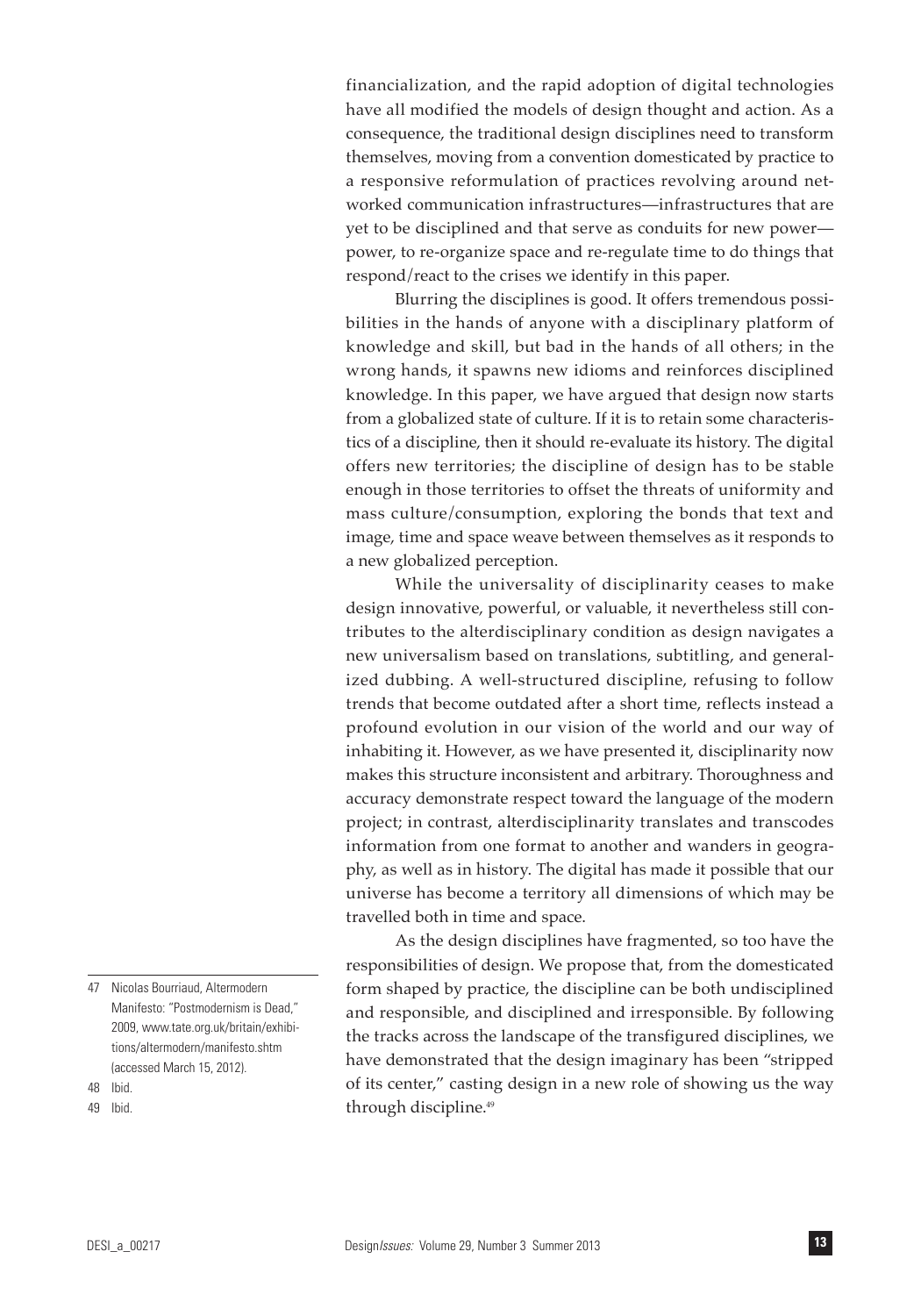financialization, and the rapid adoption of digital technologies have all modified the models of design thought and action. As a consequence, the traditional design disciplines need to transform themselves, moving from a convention domesticated by practice to a responsive reformulation of practices revolving around networked communication infrastructures—infrastructures that are yet to be disciplined and that serve as conduits for new power—power, to re-organize space and re-regulate time to do things that respond/react to the crises we identify in this paper.

Blurring the disciplines is good. It offers tremendous possibilities in the hands of anyone with a disciplinary platform of knowledge and skill, but bad in the hands of all others; in the wrong hands, it spawns new idioms and reinforces disciplined knowledge. In this paper, we have argued that design now starts from a globalized state of culture. If it is to retain some characteristics of a discipline, then it should re-evaluate its history. The digital offers new territories; the discipline of design has to be stable enough in those territories to offset the threats of uniformity and mass culture/consumption, exploring the bonds that text and image, time and space weave between themselves as it responds to a new globalized perception.

While the universality of disciplinarity ceases to make design innovative, powerful, or valuable, it nevertheless still contributes to the alterdisciplinary condition as design navigates a new universalism based on translations, subtitling, and generalized dubbing. A well-structured discipline, refusing to follow trends that become outdated after a short time, reflects instead a profound evolution in our vision of the world and our way of inhabiting it. However, as we have presented it, disciplinarity now makes this structure inconsistent and arbitrary. Thoroughness and accuracy demonstrate respect toward the language of the modern project; in contrast, alterdisciplinarity translates and transcodes information from one format to another and wanders in geography, as well as in history. The digital has made it possible that our universe has become a territory all dimensions of which may be travelled both in time and space.

As the design disciplines have fragmented, so too have the responsibilities of design. We propose that, from the domesticated form shaped by practice, the discipline can be both undisciplined and responsible, and disciplined and irresponsible. By following the tracks across the landscape of the transfigured disciplines, we have demonstrated that the design imaginary has been "stripped of its center," casting design in a new role of showing us the way through discipline.[49]

---

47 Nicolas Bourriaud, Altermodern Manifesto: "Postmodernism is Dead," 2009, www.tate.org.uk/britain/exhibitions/altermodern/manifesto.shtm (accessed March 15, 2012).

48 Ibid.

49 Ibid.